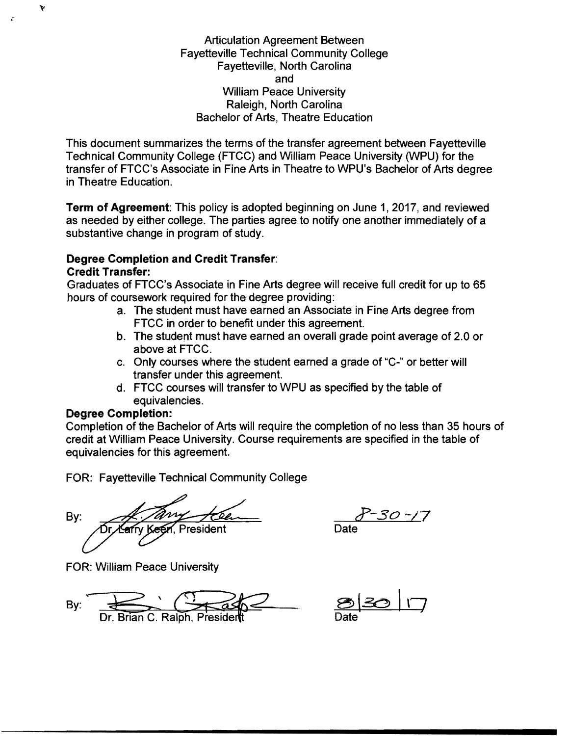Articulation Agreement Between
Fayetteville Technical Community College
Fayetteville, North Carolina
and
William Peace University
Raleigh, North Carolina
Bachelor of Arts, Theatre Education

This document summarizes the terms of the transfer agreement between Fayetteville Technical Community College (FTCC) and William Peace University (WPU) for the transfer of FTCC's Associate in Fine Arts in Theatre to WPU's Bachelor of Arts degree in Theatre Education.

**Term of Agreement**: This policy is adopted beginning on June 1, 2017, and reviewed as needed by either college. The parties agree to notify one another immediately of a substantive change in program of study.

**Degree Completion and Credit Transfer**:

**Credit Transfer:**

Graduates of FTCC's Associate in Fine Arts degree will receive full credit for up to 65 hours of coursework required for the degree providing:

a. The student must have earned an Associate in Fine Arts degree from FTCC in order to benefit under this agreement.
b. The student must have earned an overall grade point average of 2.0 or above at FTCC.
c. Only courses where the student earned a grade of "C-" or better will transfer under this agreement.
d. FTCC courses will transfer to WPU as specified by the table of equivalencies.

**Degree Completion:**

Completion of the Bachelor of Arts will require the completion of no less than 35 hours of credit at William Peace University. Course requirements are specified in the table of equivalencies for this agreement.

FOR: Fayetteville Technical Community College

By: Dr. Larry Keen, President — Date: 8-30-17

FOR: William Peace University

By: Dr. Brian C. Ralph, President — Date: 8/30/17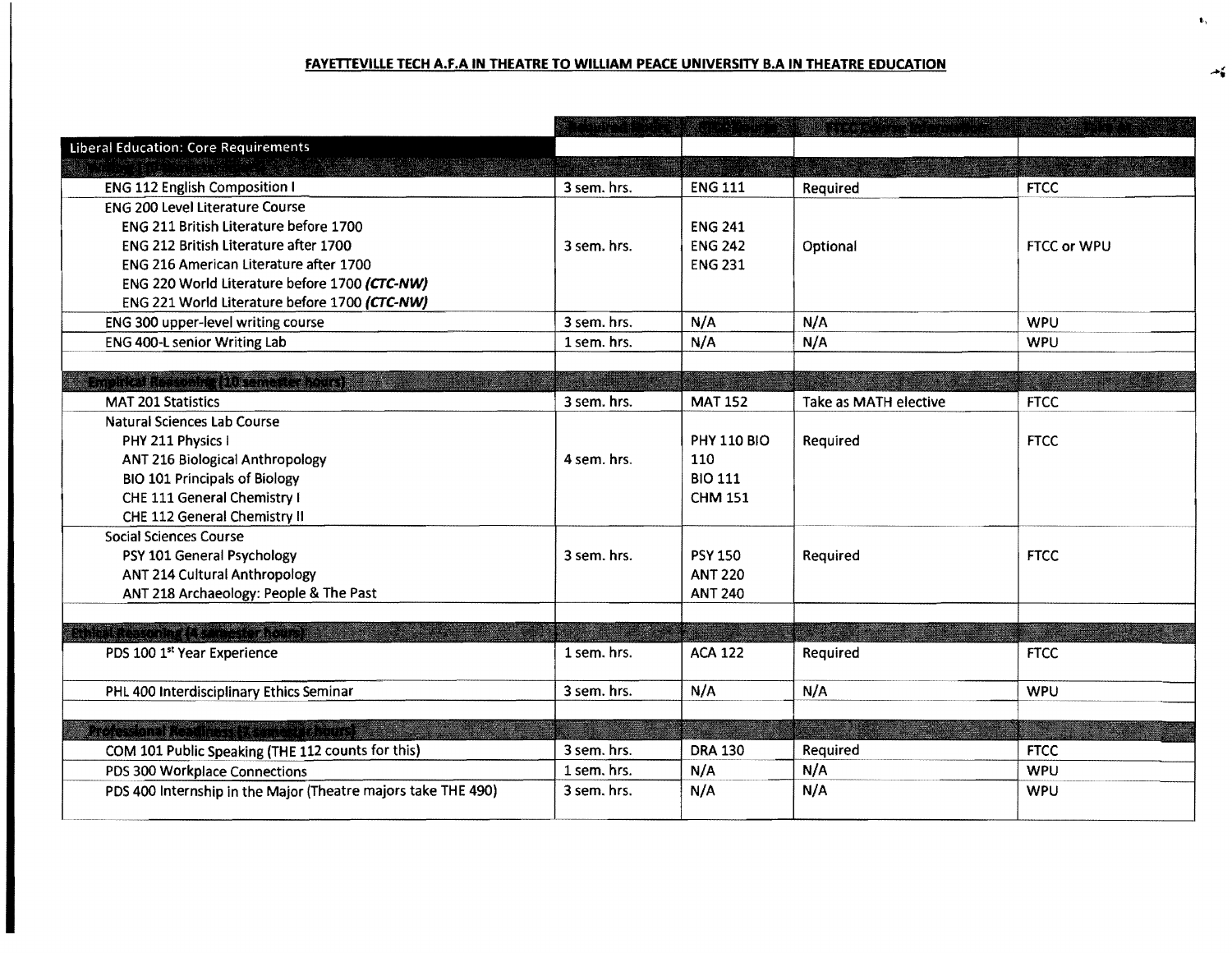**FAYETTEVILLE TECH A.F.A IN THEATRE TO WILLIAM PEACE UNIVERSITY B.A IN THEATRE EDUCATION**

| Liberal Education: Core Requirements | | | | |
|---|---|---|---|---|
| | | | | |
| ENG 112 English Composition I | 3 sem. hrs. | ENG 111 | Required | FTCC |
| ENG 200 Level Literature Course<br>ENG 211 British Literature before 1700<br>ENG 212 British Literature after 1700<br>ENG 216 American Literature after 1700<br>ENG 220 World Literature before 1700 ***(CTC-NW)***<br>ENG 221 World Literature before 1700 ***(CTC-NW)*** | 3 sem. hrs. | ENG 241<br>ENG 242<br>ENG 231 | Optional | FTCC or WPU |
| ENG 300 upper-level writing course | 3 sem. hrs. | N/A | N/A | WPU |
| ENG 400-L senior Writing Lab | 1 sem. hrs. | N/A | N/A | WPU |
| | | | | |
| Empirical Reasoning (10 semester hours) | | | | |
| MAT 201 Statistics | 3 sem. hrs. | MAT 152 | Take as MATH elective | FTCC |
| Natural Sciences Lab Course<br>PHY 211 Physics I<br>ANT 216 Biological Anthropology<br>BIO 101 Principals of Biology<br>CHE 111 General Chemistry I<br>CHE 112 General Chemistry II | 4 sem. hrs. | PHY 110 BIO 110<br>BIO 111<br>CHM 151 | Required | FTCC |
| Social Sciences Course<br>PSY 101 General Psychology<br>ANT 214 Cultural Anthropology<br>ANT 218 Archaeology: People & The Past | 3 sem. hrs. | PSY 150<br>ANT 220<br>ANT 240 | Required | FTCC |
| | | | | |
| Ethical Reasoning (4 semester hours) | | | | |
| PDS 100 1st Year Experience | 1 sem. hrs. | ACA 122 | Required | FTCC |
| PHL 400 Interdisciplinary Ethics Seminar | 3 sem. hrs. | N/A | N/A | WPU |
| | | | | |
| Professional Readiness (7 semester hours) | | | | |
| COM 101 Public Speaking (THE 112 counts for this) | 3 sem. hrs. | DRA 130 | Required | FTCC |
| PDS 300 Workplace Connections | 1 sem. hrs. | N/A | N/A | WPU |
| PDS 400 Internship in the Major (Theatre majors take THE 490) | 3 sem. hrs. | N/A | N/A | WPU |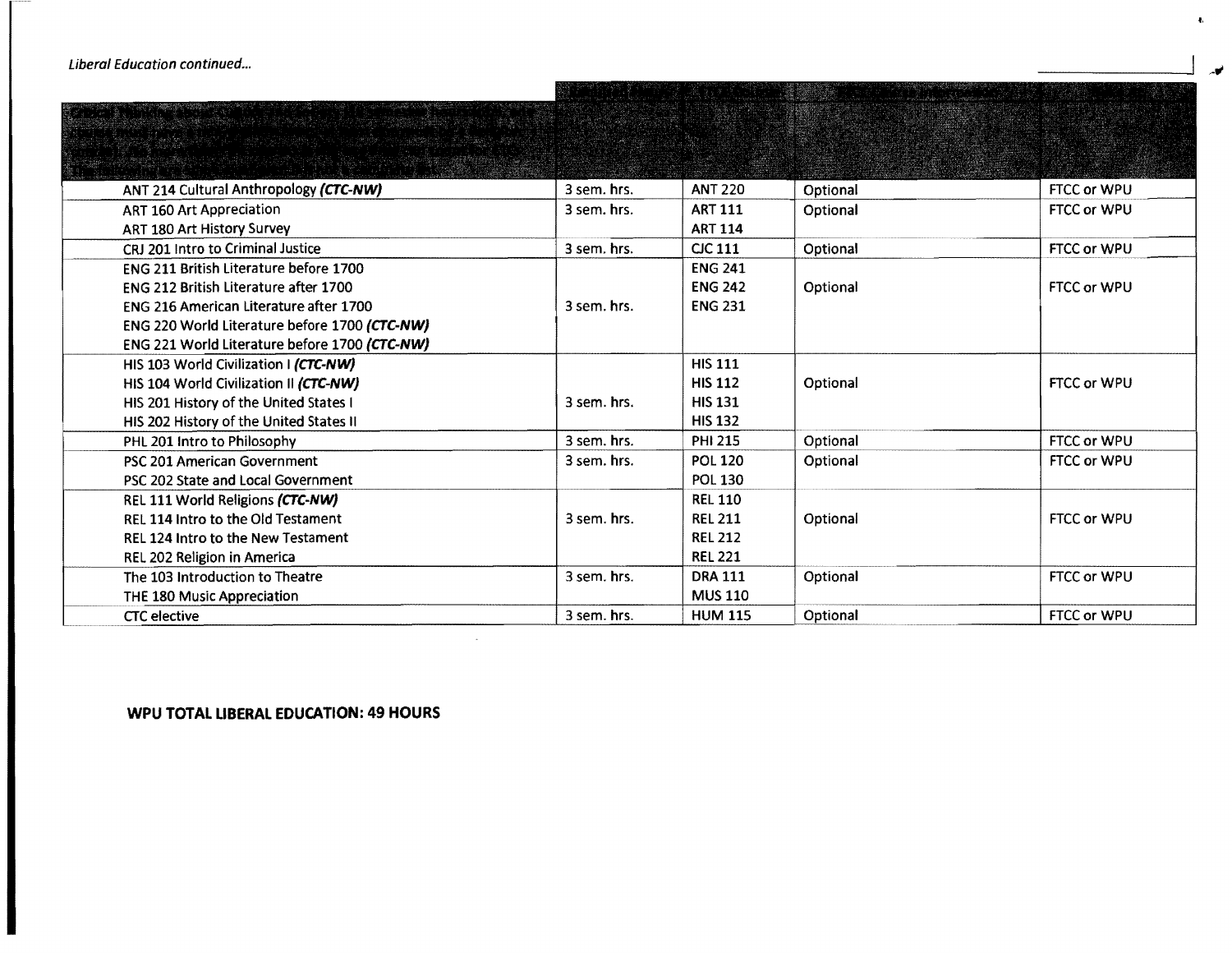*Liberal Education continued...*

| | | | | |
|---|---|---|---|---|
| ANT 214 Cultural Anthropology ***(CTC-NW)*** | 3 sem. hrs. | **ANT 220** | Optional | FTCC or WPU |
| ART 160 Art Appreciation<br>ART 180 Art History Survey | 3 sem. hrs. | **ART 111**<br>**ART 114** | Optional | FTCC or WPU |
| CRJ 201 Intro to Criminal Justice | 3 sem. hrs. | **CJC 111** | Optional | FTCC or WPU |
| ENG 211 British Literature before 1700<br>ENG 212 British Literature after 1700<br>ENG 216 American Literature after 1700<br>ENG 220 World Literature before 1700 ***(CTC-NW)***<br>ENG 221 World Literature before 1700 ***(CTC-NW)*** | 3 sem. hrs. | **ENG 241**<br>**ENG 242**<br>**ENG 231** | Optional | FTCC or WPU |
| HIS 103 World Civilization I ***(CTC-NW)***<br>HIS 104 World Civilization II ***(CTC-NW)***<br>HIS 201 History of the United States I<br>HIS 202 History of the United States II | 3 sem. hrs. | **HIS 111**<br>**HIS 112**<br>**HIS 131**<br>**HIS 132** | Optional | FTCC or WPU |
| PHL 201 Intro to Philosophy | 3 sem. hrs. | **PHI 215** | Optional | FTCC or WPU |
| PSC 201 American Government<br>PSC 202 State and Local Government | 3 sem. hrs. | **POL 120**<br>**POL 130** | Optional | FTCC or WPU |
| REL 111 World Religions ***(CTC-NW)***<br>REL 114 Intro to the Old Testament<br>REL 124 Intro to the New Testament<br>REL 202 Religion in America | 3 sem. hrs. | **REL 110**<br>**REL 211**<br>**REL 212**<br>**REL 221** | Optional | FTCC or WPU |
| The 103 Introduction to Theatre<br>THE 180 Music Appreciation | 3 sem. hrs. | **DRA 111**<br>**MUS 110** | Optional | FTCC or WPU |
| CTC elective | 3 sem. hrs. | **HUM 115** | Optional | FTCC or WPU |

**WPU TOTAL LIBERAL EDUCATION: 49 HOURS**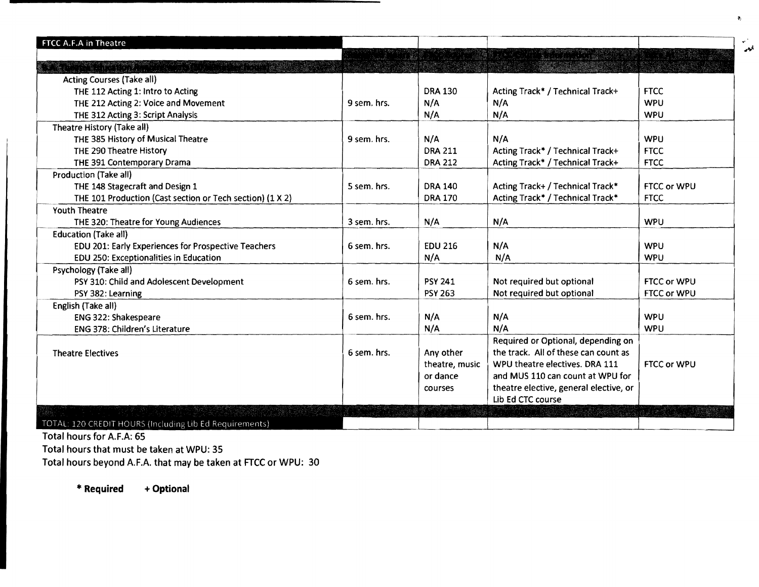| FTCC A.F.A in Theatre | | | | |
|---|---|---|---|---|
| | | | | |
| | | | | |
| Acting Courses (Take all) | | | | |
| THE 112 Acting 1: Intro to Acting | | DRA 130 | Acting Track* / Technical Track+ | FTCC |
| THE 212 Acting 2: Voice and Movement | 9 sem. hrs. | N/A | N/A | WPU |
| THE 312 Acting 3: Script Analysis | | N/A | N/A | WPU |
| Theatre History (Take all) | | | | |
| THE 385 History of Musical Theatre | 9 sem. hrs. | N/A | N/A | WPU |
| THE 290 Theatre History | | DRA 211 | Acting Track* / Technical Track+ | FTCC |
| THE 391 Contemporary Drama | | DRA 212 | Acting Track* / Technical Track+ | FTCC |
| Production (Take all) | | | | |
| THE 148 Stagecraft and Design 1 | 5 sem. hrs. | DRA 140 | Acting Track+ / Technical Track* | FTCC or WPU |
| THE 101 Production (Cast section or Tech section) (1 X 2) | | DRA 170 | Acting Track* / Technical Track* | FTCC |
| Youth Theatre | | | | |
| THE 320: Theatre for Young Audiences | 3 sem. hrs. | N/A | N/A | WPU |
| Education (Take all) | | | | |
| EDU 201: Early Experiences for Prospective Teachers | 6 sem. hrs. | EDU 216 | N/A | WPU |
| EDU 250: Exceptionalities in Education | | N/A | N/A | WPU |
| Psychology (Take all) | | | | |
| PSY 310: Child and Adolescent Development | 6 sem. hrs. | PSY 241 | Not required but optional | FTCC or WPU |
| PSY 382: Learning | | PSY 263 | Not required but optional | FTCC or WPU |
| English (Take all) | | | | |
| ENG 322: Shakespeare | 6 sem. hrs. | N/A | N/A | WPU |
| ENG 378: Children's Literature | | N/A | N/A | WPU |
| Theatre Electives | 6 sem. hrs. | Any other theatre, music or dance courses | Required or Optional, depending on the track. All of these can count as WPU theatre electives. DRA 111 and MUS 110 can count at WPU for theatre elective, general elective, or Lib Ed CTC course | FTCC or WPU |
| | | | | |
| TOTAL: 120 CREDIT HOURS (Including Lib Ed Requirements) | | | | |

Total hours for A.F.A: 65

Total hours that must be taken at WPU: 35

Total hours beyond A.F.A. that may be taken at FTCC or WPU: 30

**\* Required** **+ Optional**